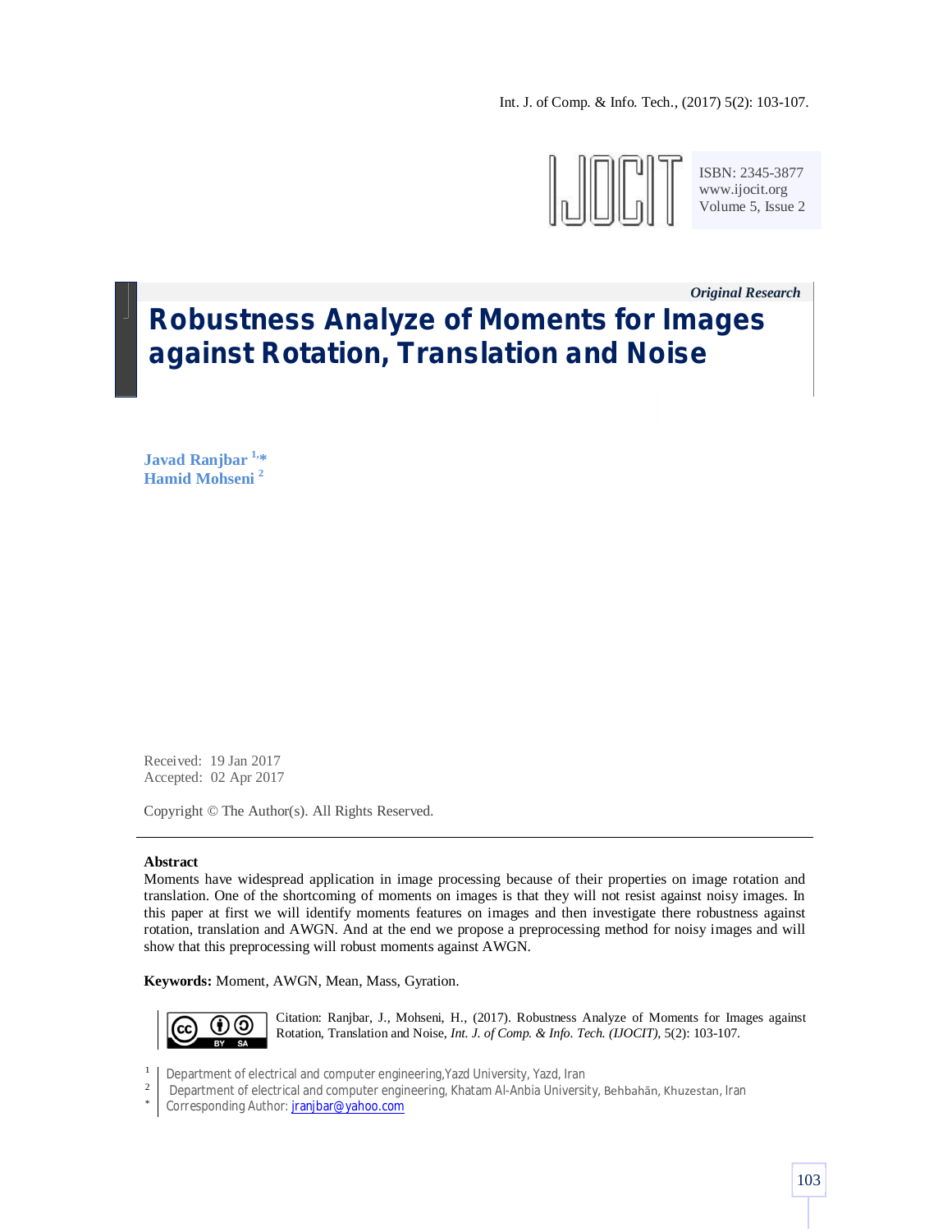*Original Research*

# Robustness Analyze of Moments for Images against Rotation, Translation and Noise

**Javad Ranjbar** [1,*]
**Hamid Mohseni** [2]

Received: 19 Jan 2017
Accepted: 02 Apr 2017

Copyright © The Author(s). All Rights Reserved.

**Abstract**
Moments have widespread application in image processing because of their properties on image rotation and translation. One of the shortcoming of moments on images is that they will not resist against noisy images. In this paper at first we will identify moments features on images and then investigate there robustness against rotation, translation and AWGN. And at the end we propose a preprocessing method for noisy images and will show that this preprocessing will robust moments against AWGN.

**Keywords:** Moment, AWGN, Mean, Mass, Gyration.

Citation: Ranjbar, J., Mohseni, H., (2017). Robustness Analyze of Moments for Images against Rotation, Translation and Noise, *Int. J. of Comp. & Info. Tech. (IJOCIT)*, 5(2): 103-107.

[1] Department of electrical and computer engineering,Yazd University, Yazd, Iran
[2] Department of electrical and computer engineering, Khatam Al-Anbia University, Behbahān, Khuzestan, Iran
[*] Corresponding Author: jranjbar@yahoo.com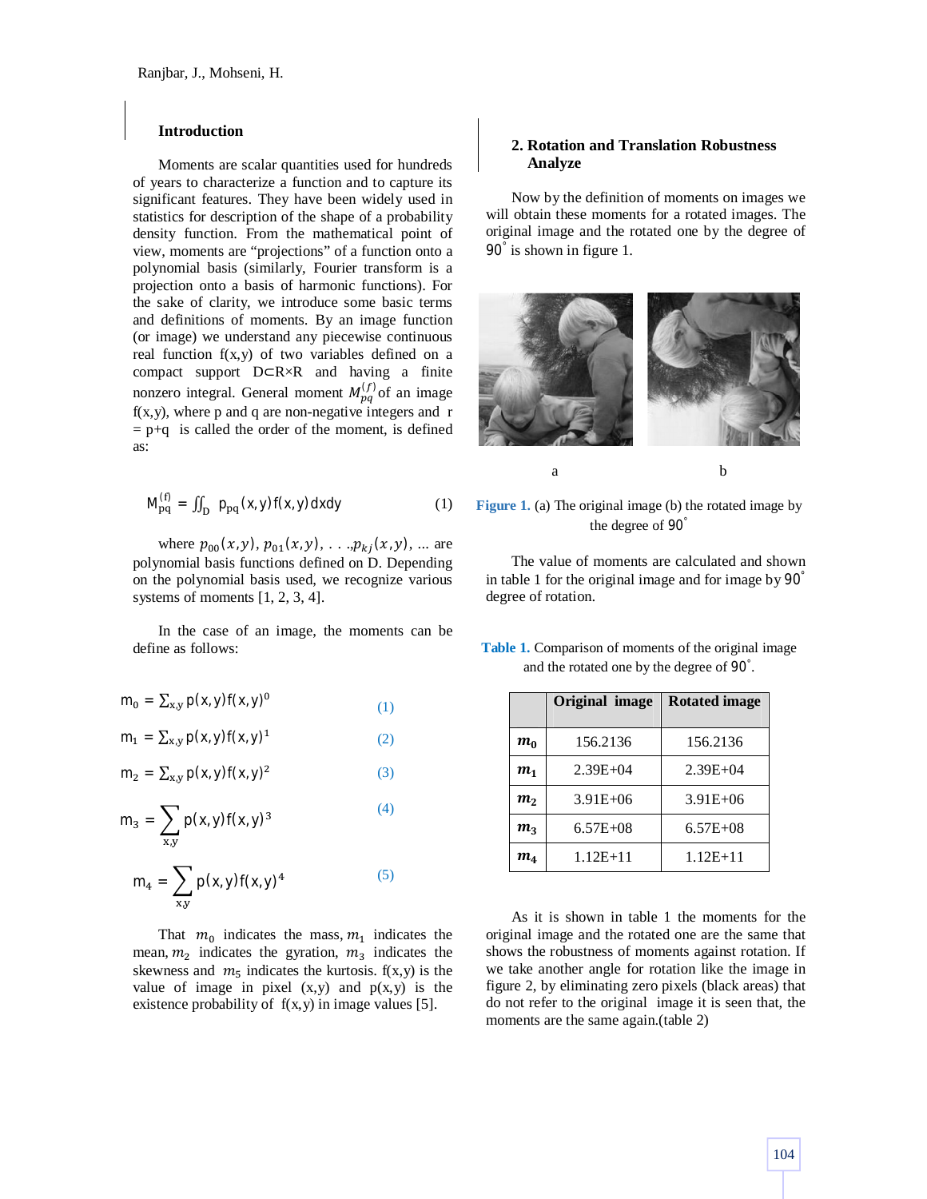### Introduction

Moments are scalar quantities used for hundreds of years to characterize a function and to capture its significant features. They have been widely used in statistics for description of the shape of a probability density function. From the mathematical point of view, moments are "projections" of a function onto a polynomial basis (similarly, Fourier transform is a projection onto a basis of harmonic functions). For the sake of clarity, we introduce some basic terms and definitions of moments. By an image function (or image) we understand any piecewise continuous real function f(x,y) of two variables defined on a compact support D⊂R×R and having a finite nonzero integral. General moment $M_{pq}^{(f)}$ of an image f(x,y), where p and q are non-negative integers and r = p+q is called the order of the moment, is defined as:

$$M_{pq}^{(f)} = \iint_D p_{pq}(x,y) f(x,y)\, dxdy \qquad (1)$$

where $p_{00}(x,y)$, $p_{01}(x,y)$, . . .,$p_{kj}(x,y)$, ... are polynomial basis functions defined on D. Depending on the polynomial basis used, we recognize various systems of moments [1, 2, 3, 4].

In the case of an image, the moments can be define as follows:

$$m_0 = \sum_{x,y} p(x,y) f(x,y)^0 \qquad (1)$$

$$m_1 = \sum_{x,y} p(x,y) f(x,y)^1 \qquad (2)$$

$$m_2 = \sum_{x,y} p(x,y) f(x,y)^2 \qquad (3)$$

$$m_3 = \sum_{x,y} p(x,y) f(x,y)^3 \qquad (4)$$

$$m_4 = \sum_{x,y} p(x,y) f(x,y)^4 \qquad (5)$$

That $m_0$ indicates the mass, $m_1$ indicates the mean, $m_2$ indicates the gyration, $m_3$ indicates the skewness and $m_5$ indicates the kurtosis. f(x,y) is the value of image in pixel (x,y) and p(x,y) is the existence probability of f(x,y) in image values [5].

### 2. Rotation and Translation Robustness Analyze

Now by the definition of moments on images we will obtain these moments for a rotated images. The original image and the rotated one by the degree of $90^{\circ}$ is shown in figure 1.

a b

**Figure 1.** (a) The original image (b) the rotated image by the degree of $90^{\circ}$

The value of moments are calculated and shown in table 1 for the original image and for image by $90^{\circ}$ degree of rotation.

**Table 1.** Comparison of moments of the original image and the rotated one by the degree of $90^{\circ}$.

| | Original image | Rotated image |
|---|---|---|
| $m_0$ | 156.2136 | 156.2136 |
| $m_1$ | 2.39E+04 | 2.39E+04 |
| $m_2$ | 3.91E+06 | 3.91E+06 |
| $m_3$ | 6.57E+08 | 6.57E+08 |
| $m_4$ | 1.12E+11 | 1.12E+11 |

As it is shown in table 1 the moments for the original image and the rotated one are the same that shows the robustness of moments against rotation. If we take another angle for rotation like the image in figure 2, by eliminating zero pixels (black areas) that do not refer to the original image it is seen that, the moments are the same again.(table 2)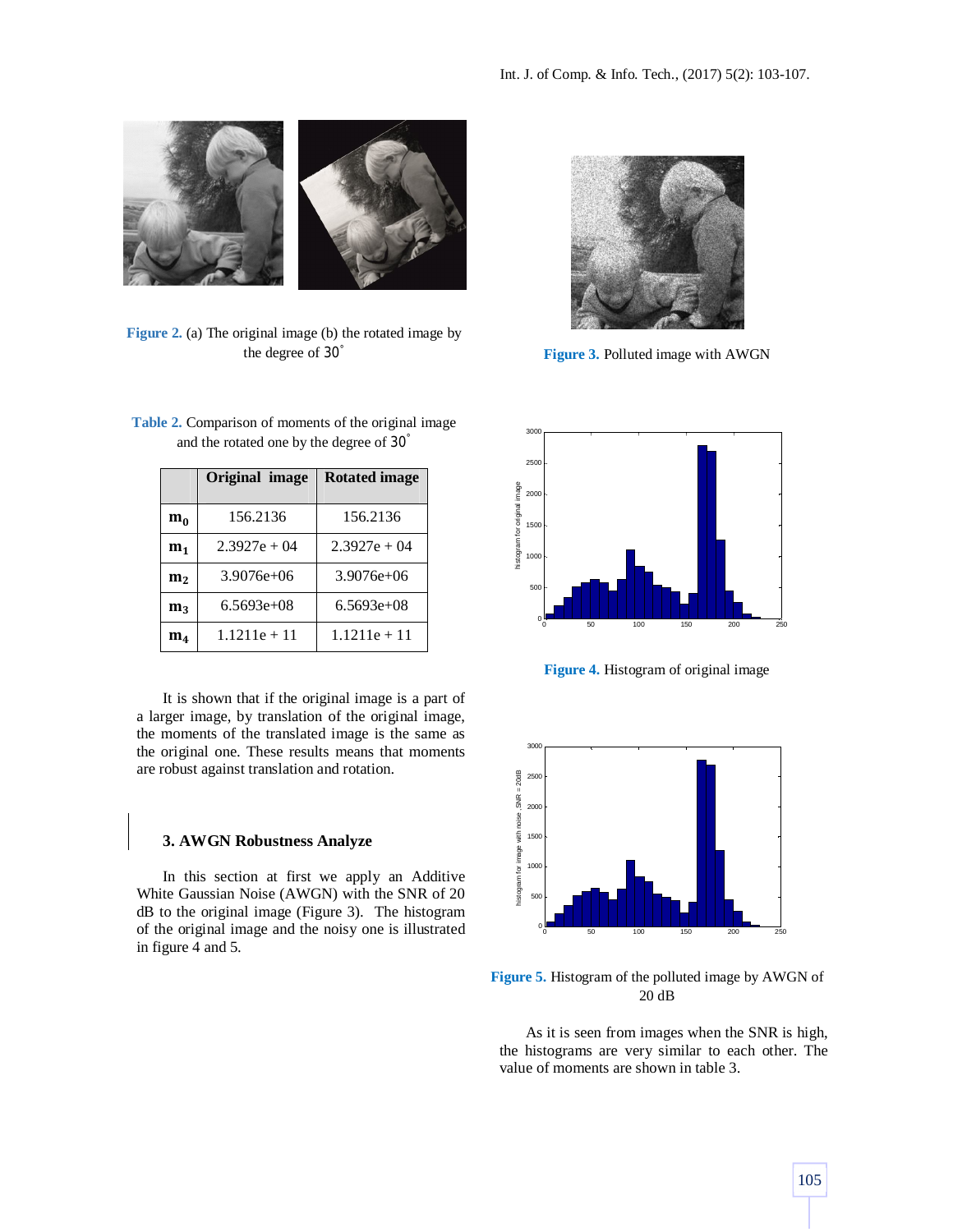Figure 2. (a) The original image (b) the rotated image by the degree of $30^{\circ}$

Table 2. Comparison of moments of the original image and the rotated one by the degree of $30^{\circ}$

| | Original image | Rotated image |
|---|---|---|
| $m_0$ | 156.2136 | 156.2136 |
| $m_1$ | 2.3927e + 04 | 2.3927e + 04 |
| $m_2$ | 3.9076e+06 | 3.9076e+06 |
| $m_3$ | 6.5693e+08 | 6.5693e+08 |
| $m_4$ | 1.1211e + 11 | 1.1211e + 11 |

It is shown that if the original image is a part of a larger image, by translation of the original image, the moments of the translated image is the same as the original one. These results means that moments are robust against translation and rotation.

### 3. AWGN Robustness Analyze

In this section at first we apply an Additive White Gaussian Noise (AWGN) with the SNR of 20 dB to the original image (Figure 3). The histogram of the original image and the noisy one is illustrated in figure 4 and 5.

Figure 3. Polluted image with AWGN

3000
2500
2000
1500
1000
500
0
0 50 100 150 200 250
histogram for original image

Figure 4. Histogram of original image

3000
2500
2000
1500
1000
500
0
0 50 100 150 200 250
histogram for image with noise , SNR = 20dB

Figure 5. Histogram of the polluted image by AWGN of 20 dB

As it is seen from images when the SNR is high, the histograms are very similar to each other. The value of moments are shown in table 3.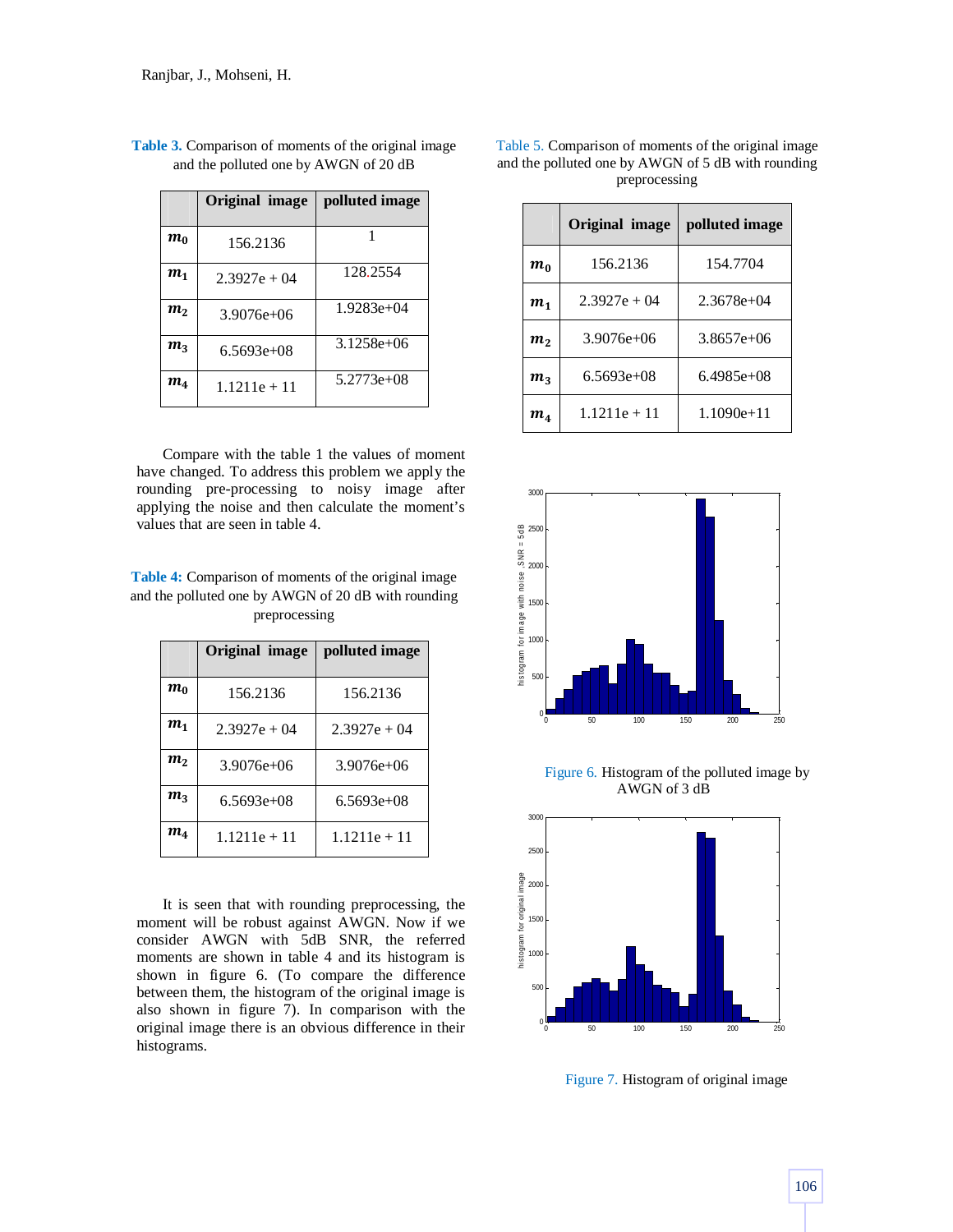**Table 3.** Comparison of moments of the original image and the polluted one by AWGN of 20 dB

| | Original image | polluted image |
|---|---|---|
| $m_0$ | 156.2136 | 1 |
| $m_1$ | 2.3927e + 04 | 128.2554 |
| $m_2$ | 3.9076e+06 | 1.9283e+04 |
| $m_3$ | 6.5693e+08 | 3.1258e+06 |
| $m_4$ | 1.1211e + 11 | 5.2773e+08 |

Compare with the table 1 the values of moment have changed. To address this problem we apply the rounding pre-processing to noisy image after applying the noise and then calculate the moment's values that are seen in table 4.

**Table 4:** Comparison of moments of the original image and the polluted one by AWGN of 20 dB with rounding preprocessing

| | Original image | polluted image |
|---|---|---|
| $m_0$ | 156.2136 | 156.2136 |
| $m_1$ | 2.3927e + 04 | 2.3927e + 04 |
| $m_2$ | 3.9076e+06 | 3.9076e+06 |
| $m_3$ | 6.5693e+08 | 6.5693e+08 |
| $m_4$ | 1.1211e + 11 | 1.1211e + 11 |

It is seen that with rounding preprocessing, the moment will be robust against AWGN. Now if we consider AWGN with 5dB SNR, the referred moments are shown in table 4 and its histogram is shown in figure 6. (To compare the difference between them, the histogram of the original image is also shown in figure 7). In comparison with the original image there is an obvious difference in their histograms.

Table 5. Comparison of moments of the original image and the polluted one by AWGN of 5 dB with rounding preprocessing

| | Original image | polluted image |
|---|---|---|
| $m_0$ | 156.2136 | 154.7704 |
| $m_1$ | 2.3927e + 04 | 2.3678e+04 |
| $m_2$ | 3.9076e+06 | 3.8657e+06 |
| $m_3$ | 6.5693e+08 | 6.4985e+08 |
| $m_4$ | 1.1211e + 11 | 1.1090e+11 |

histogram for image with noise ,SNR = 5dB
3000
2500
2000
1500
1000
500
0
0 50 100 150 200 250

Figure 6. Histogram of the polluted image by AWGN of 3 dB

histogram for original image
3000
2500
2000
1500
1000
500
0
0 50 100 150 200 250

Figure 7. Histogram of original image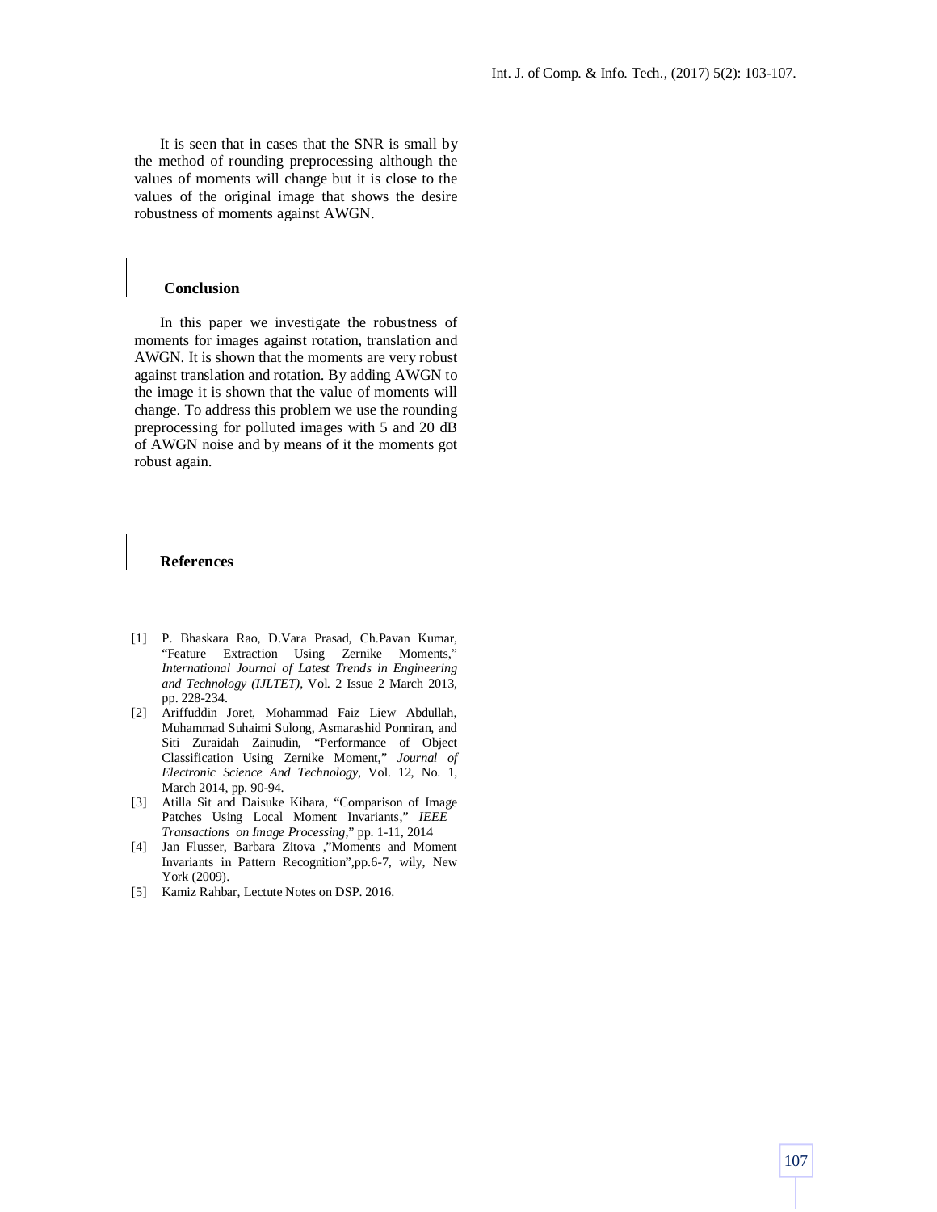It is seen that in cases that the SNR is small by the method of rounding preprocessing although the values of moments will change but it is close to the values of the original image that shows the desire robustness of moments against AWGN.

## Conclusion

In this paper we investigate the robustness of moments for images against rotation, translation and AWGN. It is shown that the moments are very robust against translation and rotation. By adding AWGN to the image it is shown that the value of moments will change. To address this problem we use the rounding preprocessing for polluted images with 5 and 20 dB of AWGN noise and by means of it the moments got robust again.

## References

[1] P. Bhaskara Rao, D.Vara Prasad, Ch.Pavan Kumar, "Feature Extraction Using Zernike Moments," *International Journal of Latest Trends in Engineering and Technology (IJLTET)*, Vol. 2 Issue 2 March 2013, pp. 228-234.

[2] Ariffuddin Joret, Mohammad Faiz Liew Abdullah, Muhammad Suhaimi Sulong, Asmarashid Ponniran, and Siti Zuraidah Zainudin, "Performance of Object Classification Using Zernike Moment," *Journal of Electronic Science And Technology*, Vol. 12, No. 1, March 2014, pp. 90-94.

[3] Atilla Sit and Daisuke Kihara, "Comparison of Image Patches Using Local Moment Invariants," *IEEE Transactions on Image Processing*," pp. 1-11, 2014

[4] Jan Flusser, Barbara Zitova ,"Moments and Moment Invariants in Pattern Recognition",pp.6-7, wily, New York (2009).

[5] Kamiz Rahbar, Lectute Notes on DSP. 2016.